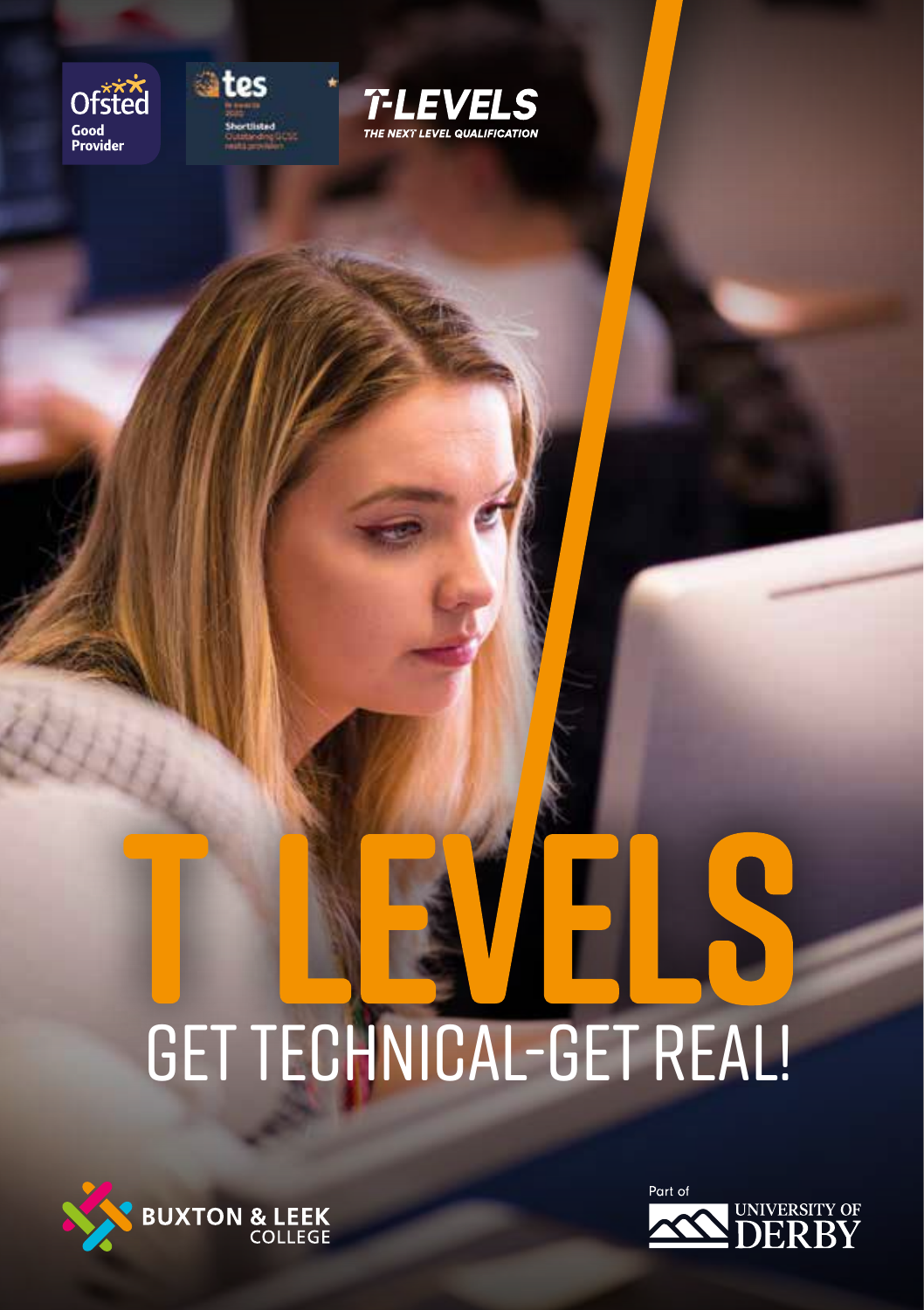Ofsted Good Provider

tes Shortlisted Outstanding GCSE results provision

T-LEVELS
THE NEXT LEVEL QUALIFICATION

# T LEVELS

## GET TECHNICAL-GET REAL!

BUXTON & LEEK COLLEGE

Part of UNIVERSITY OF DERBY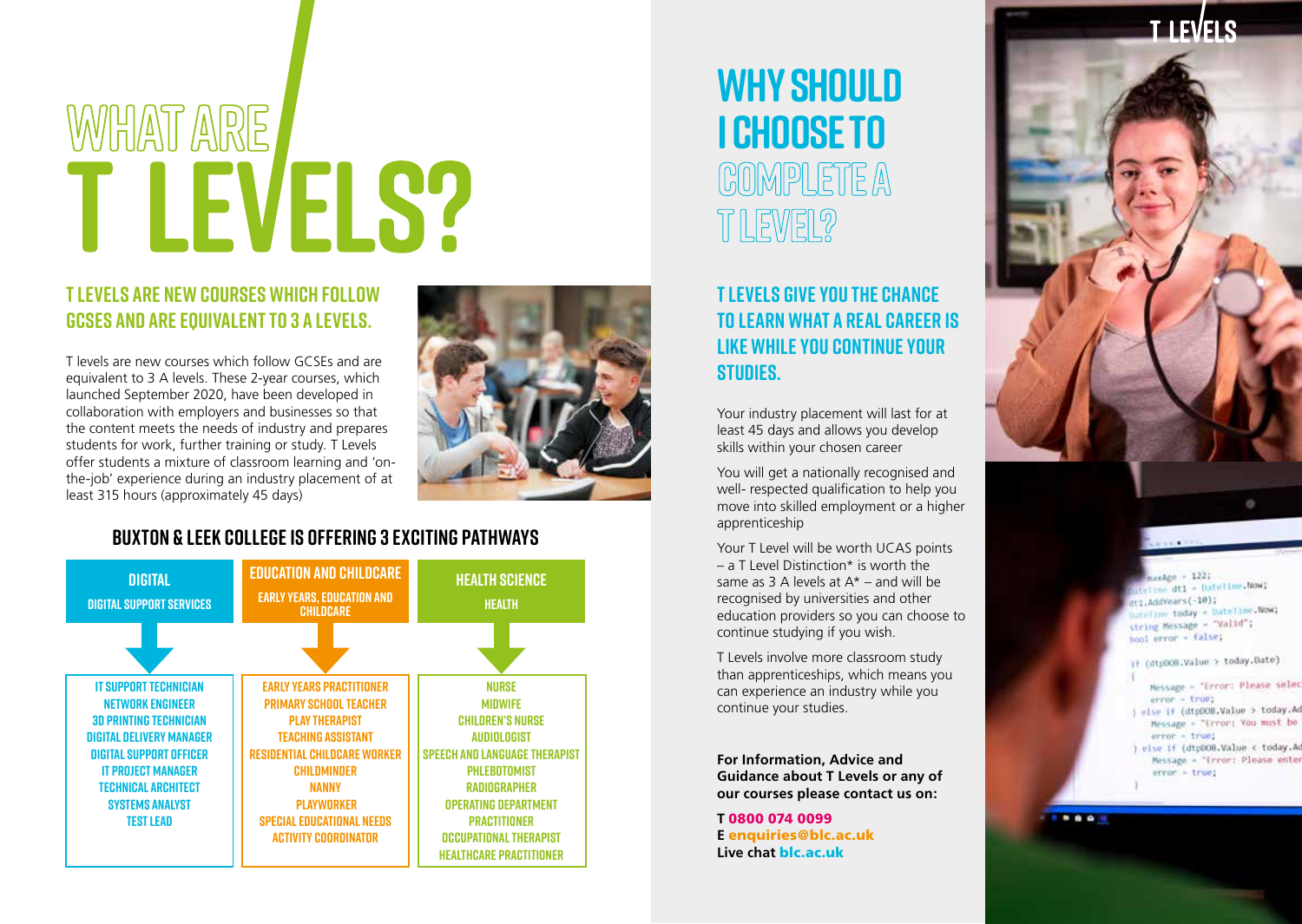# WHAT ARE T LEVELS?

### T LEVELS ARE NEW COURSES WHICH FOLLOW GCSES AND ARE EQUIVALENT TO 3 A LEVELS.

T levels are new courses which follow GCSEs and are equivalent to 3 A levels. These 2-year courses, which launched September 2020, have been developed in collaboration with employers and businesses so that the content meets the needs of industry and prepares students for work, further training or study. T Levels offer students a mixture of classroom learning and 'on-the-job' experience during an industry placement of at least 315 hours (approximately 45 days)

### BUXTON & LEEK COLLEGE IS OFFERING 3 EXCITING PATHWAYS

| DIGITAL | EDUCATION AND CHILDCARE | HEALTH SCIENCE |
| --- | --- | --- |
| DIGITAL SUPPORT SERVICES | EARLY YEARS, EDUCATION AND CHILDCARE | HEALTH |
| IT SUPPORT TECHNICIAN<br>NETWORK ENGINEER<br>3D PRINTING TECHNICIAN<br>DIGITAL DELIVERY MANAGER<br>DIGITAL SUPPORT OFFICER<br>IT PROJECT MANAGER<br>TECHNICAL ARCHITECT<br>SYSTEMS ANALYST<br>TEST LEAD | EARLY YEARS PRACTITIONER<br>PRIMARY SCHOOL TEACHER<br>PLAY THERAPIST<br>TEACHING ASSISTANT<br>RESIDENTIAL CHILDCARE WORKER<br>CHILDMINDER<br>NANNY<br>PLAYWORKER<br>SPECIAL EDUCATIONAL NEEDS ACTIVITY COORDINATOR | NURSE<br>MIDWIFE<br>CHILDREN'S NURSE<br>AUDIOLOGIST<br>SPEECH AND LANGUAGE THERAPIST<br>PHLEBOTOMIST<br>RADIOGRAPHER<br>OPERATING DEPARTMENT PRACTITIONER<br>OCCUPATIONAL THERAPIST<br>HEALTHCARE PRACTITIONER |

# WHY SHOULD I CHOOSE TO COMPLETE A T LEVEL?

### T LEVELS GIVE YOU THE CHANCE TO LEARN WHAT A REAL CAREER IS LIKE WHILE YOU CONTINUE YOUR STUDIES.

Your industry placement will last for at least 45 days and allows you develop skills within your chosen career

You will get a nationally recognised and well- respected qualification to help you move into skilled employment or a higher apprenticeship

Your T Level will be worth UCAS points – a T Level Distinction* is worth the same as 3 A levels at A* – and will be recognised by universities and other education providers so you can choose to continue studying if you wish.

T Levels involve more classroom study than apprenticeships, which means you can experience an industry while you continue your studies.

**For Information, Advice and Guidance about T Levels or any of our courses please contact us on:**

**T** 0800 074 0099
**E** enquiries@blc.ac.uk
**Live chat** blc.ac.uk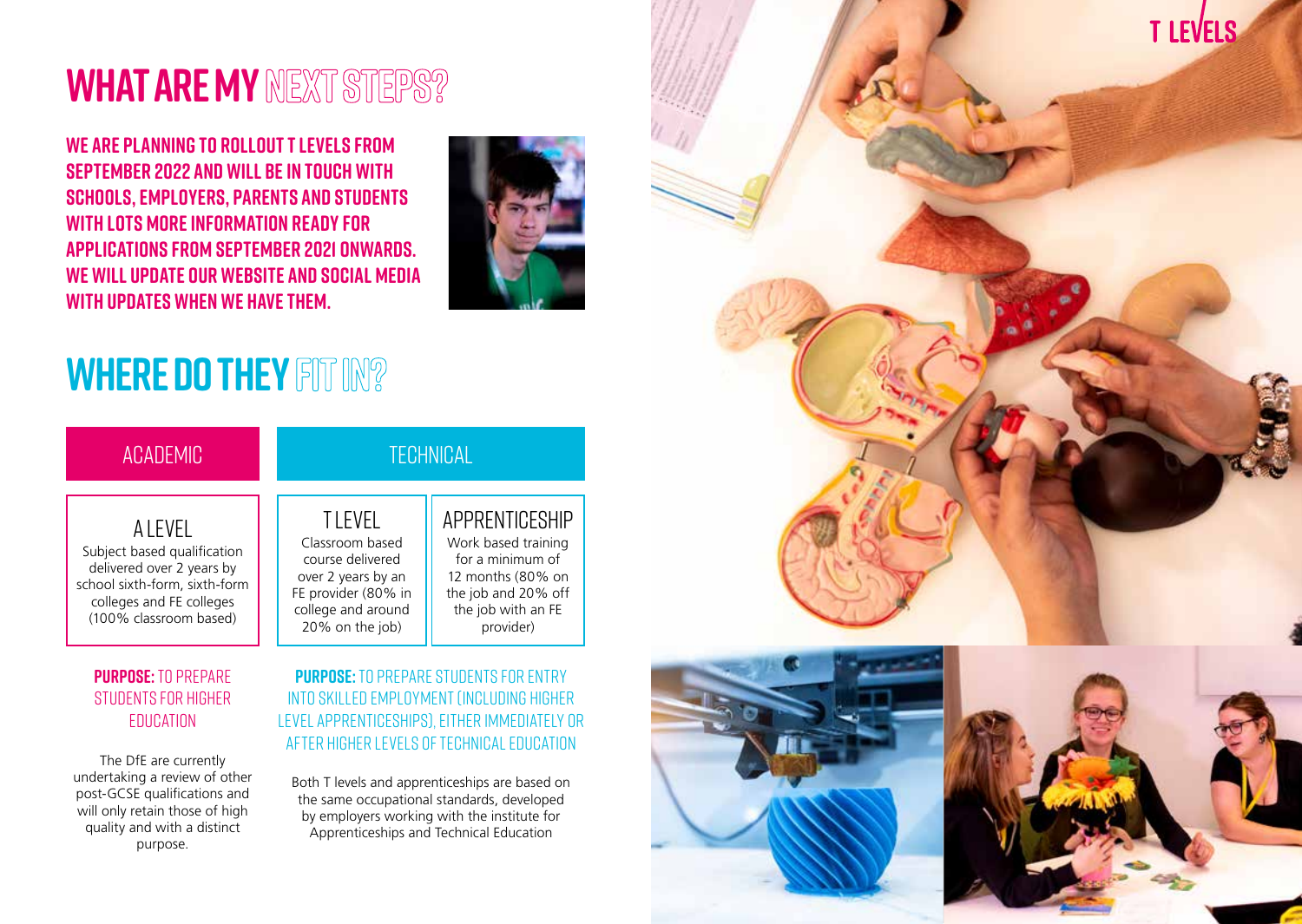# WHAT ARE MY NEXT STEPS?

**WE ARE PLANNING TO ROLLOUT T LEVELS FROM SEPTEMBER 2022 AND WILL BE IN TOUCH WITH SCHOOLS, EMPLOYERS, PARENTS AND STUDENTS WITH LOTS MORE INFORMATION READY FOR APPLICATIONS FROM SEPTEMBER 2021 ONWARDS. WE WILL UPDATE OUR WEBSITE AND SOCIAL MEDIA WITH UPDATES WHEN WE HAVE THEM.**

# WHERE DO THEY FIT IN?

| ACADEMIC | TECHNICAL | |
|---|---|---|
| **A LEVEL**<br>Subject based qualification delivered over 2 years by school sixth-form, sixth-form colleges and FE colleges (100% classroom based) | **T LEVEL**<br>Classroom based course delivered over 2 years by an FE provider (80% in college and around 20% on the job) | **APPRENTICESHIP**<br>Work based training for a minimum of 12 months (80% on the job and 20% off the job with an FE provider) |

**PURPOSE:** TO PREPARE STUDENTS FOR HIGHER EDUCATION

The DfE are currently undertaking a review of other post-GCSE qualifications and will only retain those of high quality and with a distinct purpose.

**PURPOSE:** TO PREPARE STUDENTS FOR ENTRY INTO SKILLED EMPLOYMENT (INCLUDING HIGHER LEVEL APPRENTICESHIPS), EITHER IMMEDIATELY OR AFTER HIGHER LEVELS OF TECHNICAL EDUCATION

Both T levels and apprenticeships are based on the same occupational standards, developed by employers working with the institute for Apprenticeships and Technical Education

T LEVELS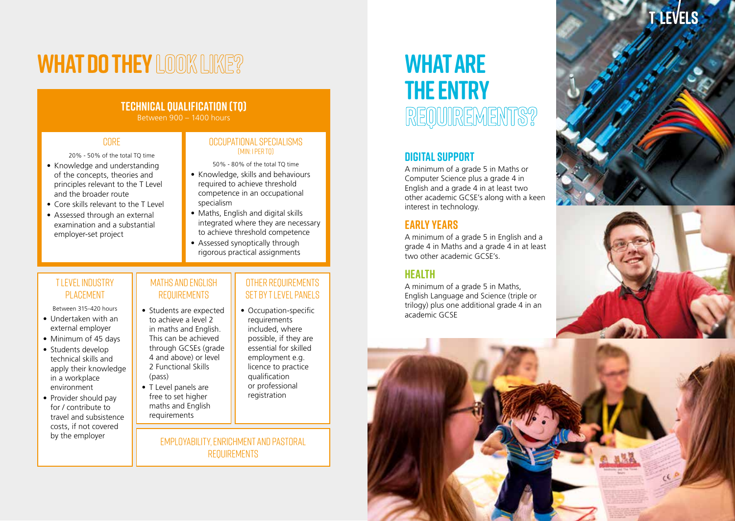# WHAT DO THEY LOOK LIKE?

## TECHNICAL QUALIFICATION (TQ)

Between 900 – 1400 hours

### CORE

20% - 50% of the total TQ time

- Knowledge and understanding of the concepts, theories and principles relevant to the T Level and the broader route
- Core skills relevant to the T Level
- Assessed through an external examination and a substantial employer-set project

### OCCUPATIONAL SPECIALISMS (MIN: 1 PER TQ)

50% - 80% of the total TQ time

- Knowledge, skills and behaviours required to achieve threshold competence in an occupational specialism
- Maths, English and digital skills integrated where they are necessary to achieve threshold competence
- Assessed synoptically through rigorous practical assignments

### T LEVEL INDUSTRY PLACEMENT

Between 315-420 hours

- Undertaken with an external employer
- Minimum of 45 days
- Students develop technical skills and apply their knowledge in a workplace environment
- Provider should pay for / contribute to travel and subsistence costs, if not covered by the employer

### MATHS AND ENGLISH REQUIREMENTS

- Students are expected to achieve a level 2 in maths and English. This can be achieved through GCSEs (grade 4 and above) or level 2 Functional Skills (pass)
- T Level panels are free to set higher maths and English requirements

### OTHER REQUIREMENTS SET BY T LEVEL PANELS

- Occupation-specific requirements included, where possible, if they are essential for skilled employment e.g. licence to practice qualification or professional registration

### EMPLOYABILITY, ENRICHMENT AND PASTORAL REQUIREMENTS

# WHAT ARE THE ENTRY REQUIREMENTS?

## DIGITAL SUPPORT

A minimum of a grade 5 in Maths or Computer Science plus a grade 4 in English and a grade 4 in at least two other academic GCSE's along with a keen interest in technology.

## EARLY YEARS

A minimum of a grade 5 in English and a grade 4 in Maths and a grade 4 in at least two other academic GCSE's.

## HEALTH

A minimum of a grade 5 in Maths, English Language and Science (triple or trilogy) plus one additional grade 4 in an academic GCSE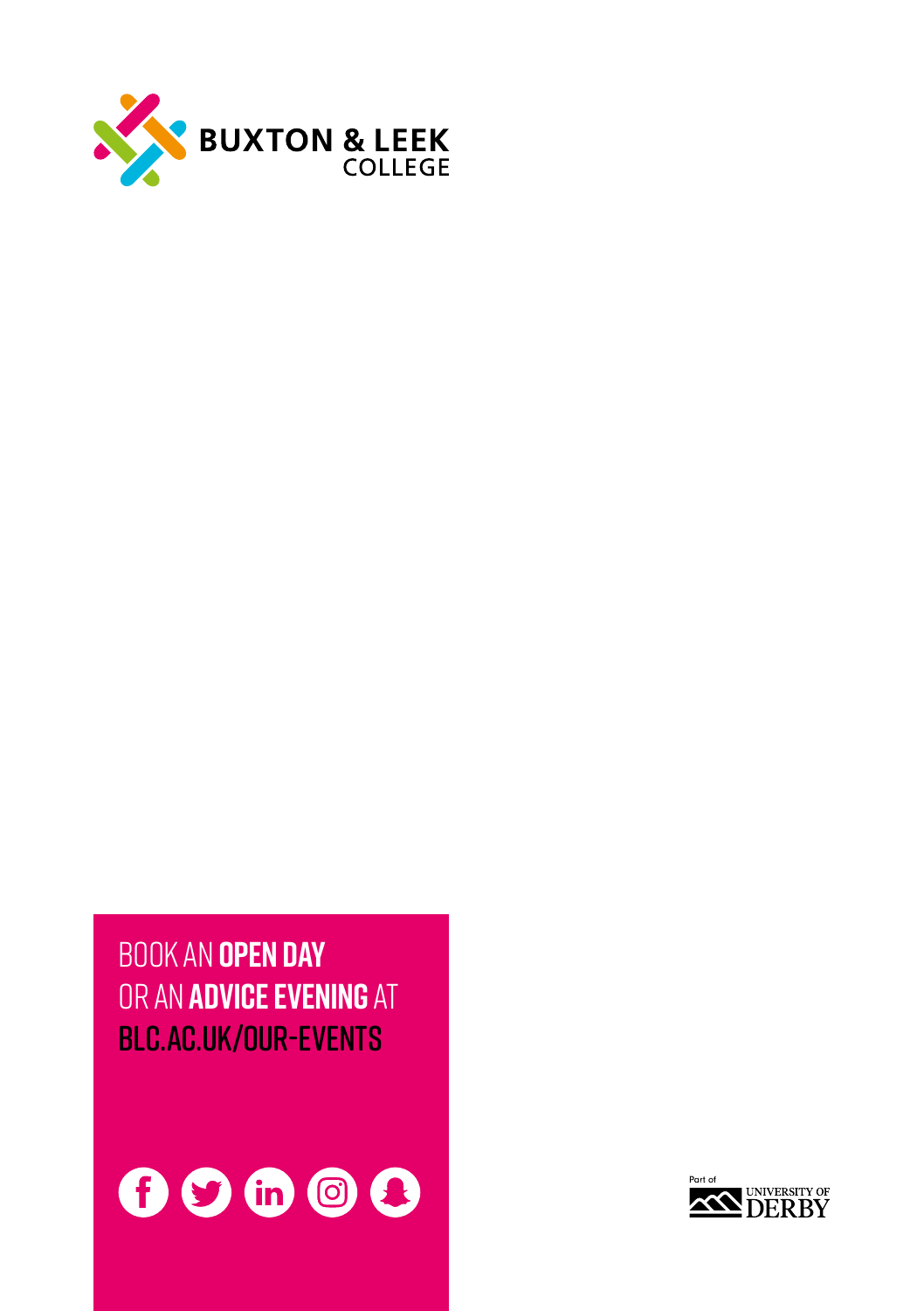BUXTON & LEEK COLLEGE

BOOK AN **OPEN DAY** OR AN **ADVICE EVENING** AT BLC.AC.UK/OUR-EVENTS

Part of UNIVERSITY OF DERBY